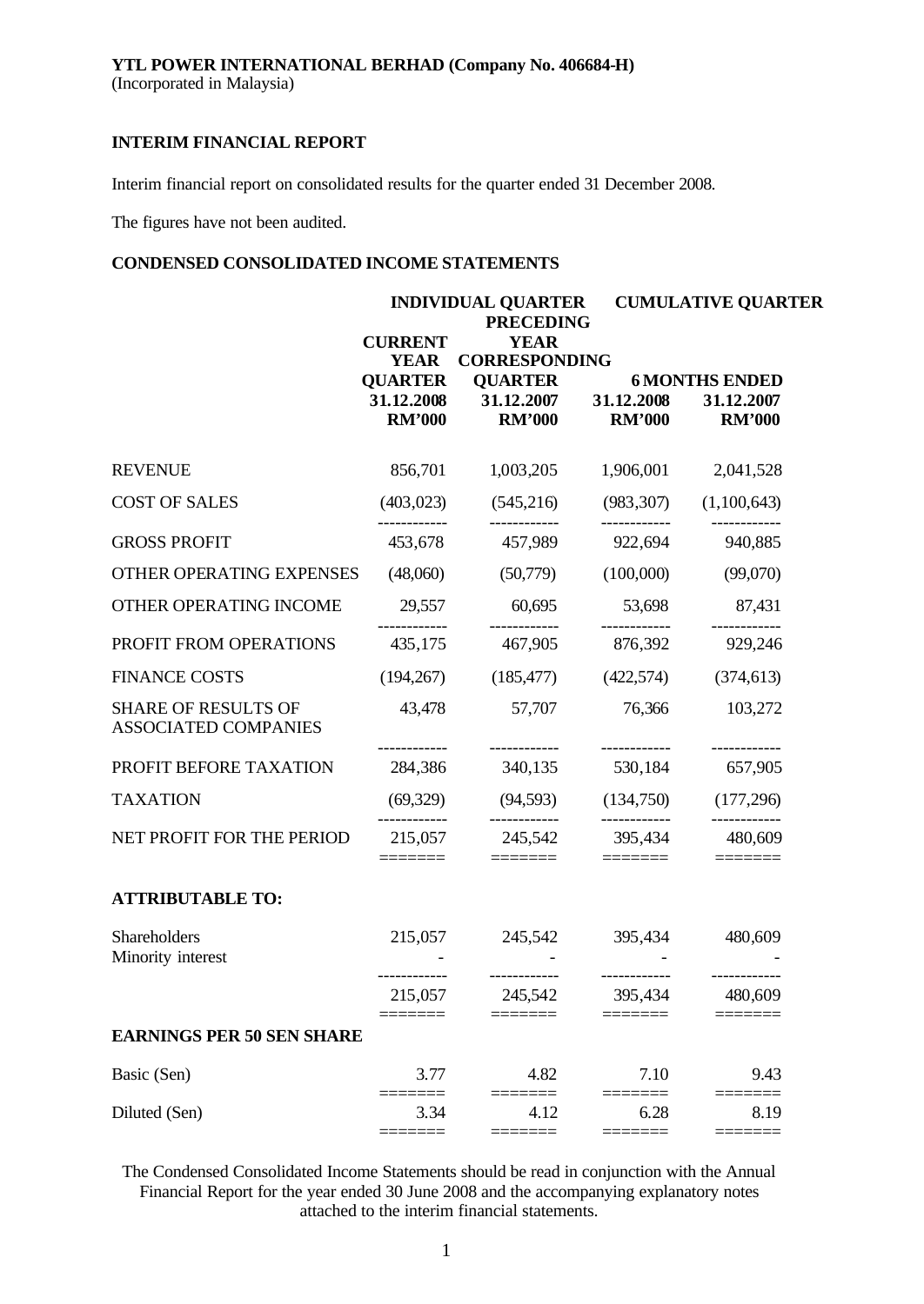**YTL POWER INTERNATIONAL BERHAD (Company No. 406684-H)**
(Incorporated in Malaysia)

**INTERIM FINANCIAL REPORT**

Interim financial report on consolidated results for the quarter ended 31 December 2008.

The figures have not been audited.

**CONDENSED CONSOLIDATED INCOME STATEMENTS**

| | INDIVIDUAL QUARTER | | CUMULATIVE QUARTER | |
|---|---|---|---|---|
| | CURRENT YEAR QUARTER | PRECEDING YEAR CORRESPONDING QUARTER | 6 MONTHS ENDED | |
| | 31.12.2008 | 31.12.2007 | 31.12.2008 | 31.12.2007 |
| | RM'000 | RM'000 | RM'000 | RM'000 |
| REVENUE | 856,701 | 1,003,205 | 1,906,001 | 2,041,528 |
| COST OF SALES | (403,023) | (545,216) | (983,307) | (1,100,643) |
| GROSS PROFIT | 453,678 | 457,989 | 922,694 | 940,885 |
| OTHER OPERATING EXPENSES | (48,060) | (50,779) | (100,000) | (99,070) |
| OTHER OPERATING INCOME | 29,557 | 60,695 | 53,698 | 87,431 |
| PROFIT FROM OPERATIONS | 435,175 | 467,905 | 876,392 | 929,246 |
| FINANCE COSTS | (194,267) | (185,477) | (422,574) | (374,613) |
| SHARE OF RESULTS OF ASSOCIATED COMPANIES | 43,478 | 57,707 | 76,366 | 103,272 |
| PROFIT BEFORE TAXATION | 284,386 | 340,135 | 530,184 | 657,905 |
| TAXATION | (69,329) | (94,593) | (134,750) | (177,296) |
| NET PROFIT FOR THE PERIOD | 215,057 | 245,542 | 395,434 | 480,609 |
| **ATTRIBUTABLE TO:** | | | | |
| Shareholders | 215,057 | 245,542 | 395,434 | 480,609 |
| Minority interest | - | - | - | - |
| | 215,057 | 245,542 | 395,434 | 480,609 |
| **EARNINGS PER 50 SEN SHARE** | | | | |
| Basic (Sen) | 3.77 | 4.82 | 7.10 | 9.43 |
| Diluted (Sen) | 3.34 | 4.12 | 6.28 | 8.19 |

The Condensed Consolidated Income Statements should be read in conjunction with the Annual Financial Report for the year ended 30 June 2008 and the accompanying explanatory notes attached to the interim financial statements.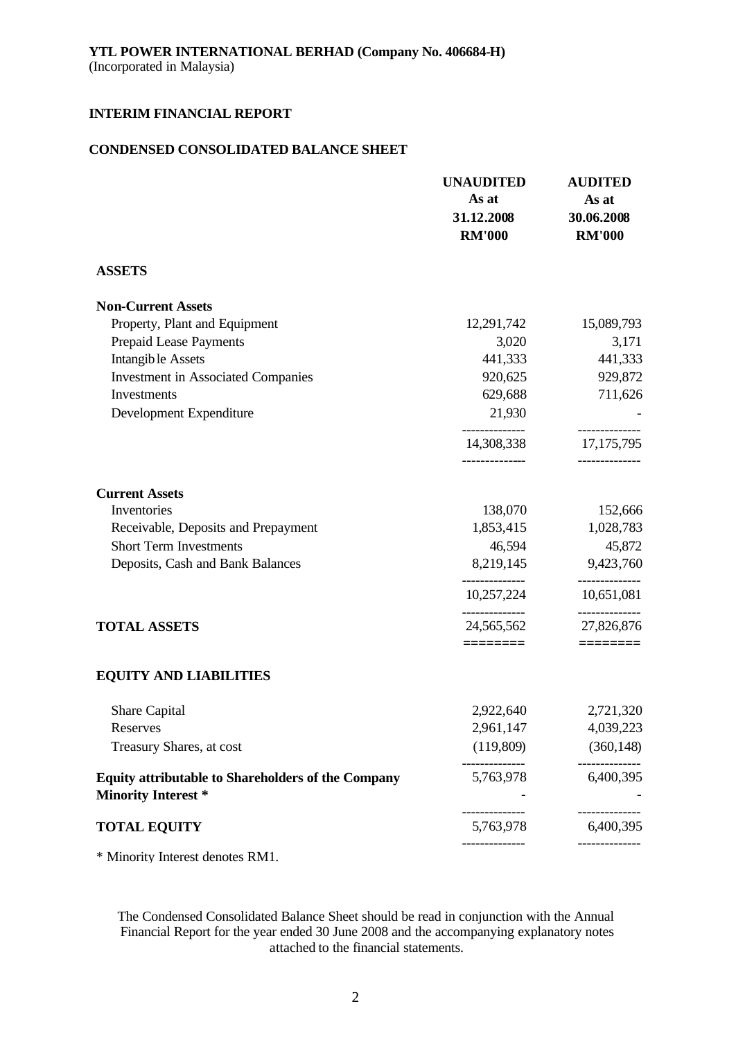**YTL POWER INTERNATIONAL BERHAD (Company No. 406684-H)**
(Incorporated in Malaysia)

## INTERIM FINANCIAL REPORT

## CONDENSED CONSOLIDATED BALANCE SHEET

| | UNAUDITED As at 31.12.2008 RM'000 | AUDITED As at 30.06.2008 RM'000 |
|---|---|---|
| **ASSETS** | | |
| **Non-Current Assets** | | |
| Property, Plant and Equipment | 12,291,742 | 15,089,793 |
| Prepaid Lease Payments | 3,020 | 3,171 |
| Intangible Assets | 441,333 | 441,333 |
| Investment in Associated Companies | 920,625 | 929,872 |
| Investments | 629,688 | 711,626 |
| Development Expenditure | 21,930 | - |
| | 14,308,338 | 17,175,795 |
| **Current Assets** | | |
| Inventories | 138,070 | 152,666 |
| Receivable, Deposits and Prepayment | 1,853,415 | 1,028,783 |
| Short Term Investments | 46,594 | 45,872 |
| Deposits, Cash and Bank Balances | 8,219,145 | 9,423,760 |
| | 10,257,224 | 10,651,081 |
| **TOTAL ASSETS** | 24,565,562 | 27,826,876 |
| **EQUITY AND LIABILITIES** | | |
| Share Capital | 2,922,640 | 2,721,320 |
| Reserves | 2,961,147 | 4,039,223 |
| Treasury Shares, at cost | (119,809) | (360,148) |
| **Equity attributable to Shareholders of the Company** | 5,763,978 | 6,400,395 |
| **Minority Interest *** | - | - |
| **TOTAL EQUITY** | 5,763,978 | 6,400,395 |

* Minority Interest denotes RM1.

The Condensed Consolidated Balance Sheet should be read in conjunction with the Annual Financial Report for the year ended 30 June 2008 and the accompanying explanatory notes attached to the financial statements.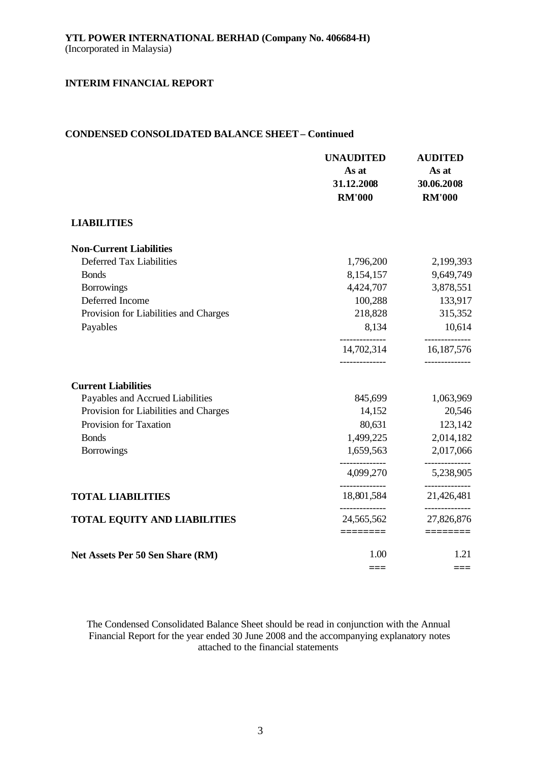**YTL POWER INTERNATIONAL BERHAD (Company No. 406684-H)**
(Incorporated in Malaysia)

**INTERIM FINANCIAL REPORT**

**CONDENSED CONSOLIDATED BALANCE SHEET – Continued**

| | UNAUDITED As at 31.12.2008 RM'000 | AUDITED As at 30.06.2008 RM'000 |
|---|---|---|
| **LIABILITIES** | | |
| **Non-Current Liabilities** | | |
| Deferred Tax Liabilities | 1,796,200 | 2,199,393 |
| Bonds | 8,154,157 | 9,649,749 |
| Borrowings | 4,424,707 | 3,878,551 |
| Deferred Income | 100,288 | 133,917 |
| Provision for Liabilities and Charges | 218,828 | 315,352 |
| Payables | 8,134 | 10,614 |
| | 14,702,314 | 16,187,576 |
| **Current Liabilities** | | |
| Payables and Accrued Liabilities | 845,699 | 1,063,969 |
| Provision for Liabilities and Charges | 14,152 | 20,546 |
| Provision for Taxation | 80,631 | 123,142 |
| Bonds | 1,499,225 | 2,014,182 |
| Borrowings | 1,659,563 | 2,017,066 |
| | 4,099,270 | 5,238,905 |
| **TOTAL LIABILITIES** | 18,801,584 | 21,426,481 |
| **TOTAL EQUITY AND LIABILITIES** | 24,565,562 | 27,826,876 |
| **Net Assets Per 50 Sen Share (RM)** | 1.00 | 1.21 |

The Condensed Consolidated Balance Sheet should be read in conjunction with the Annual Financial Report for the year ended 30 June 2008 and the accompanying explanatory notes attached to the financial statements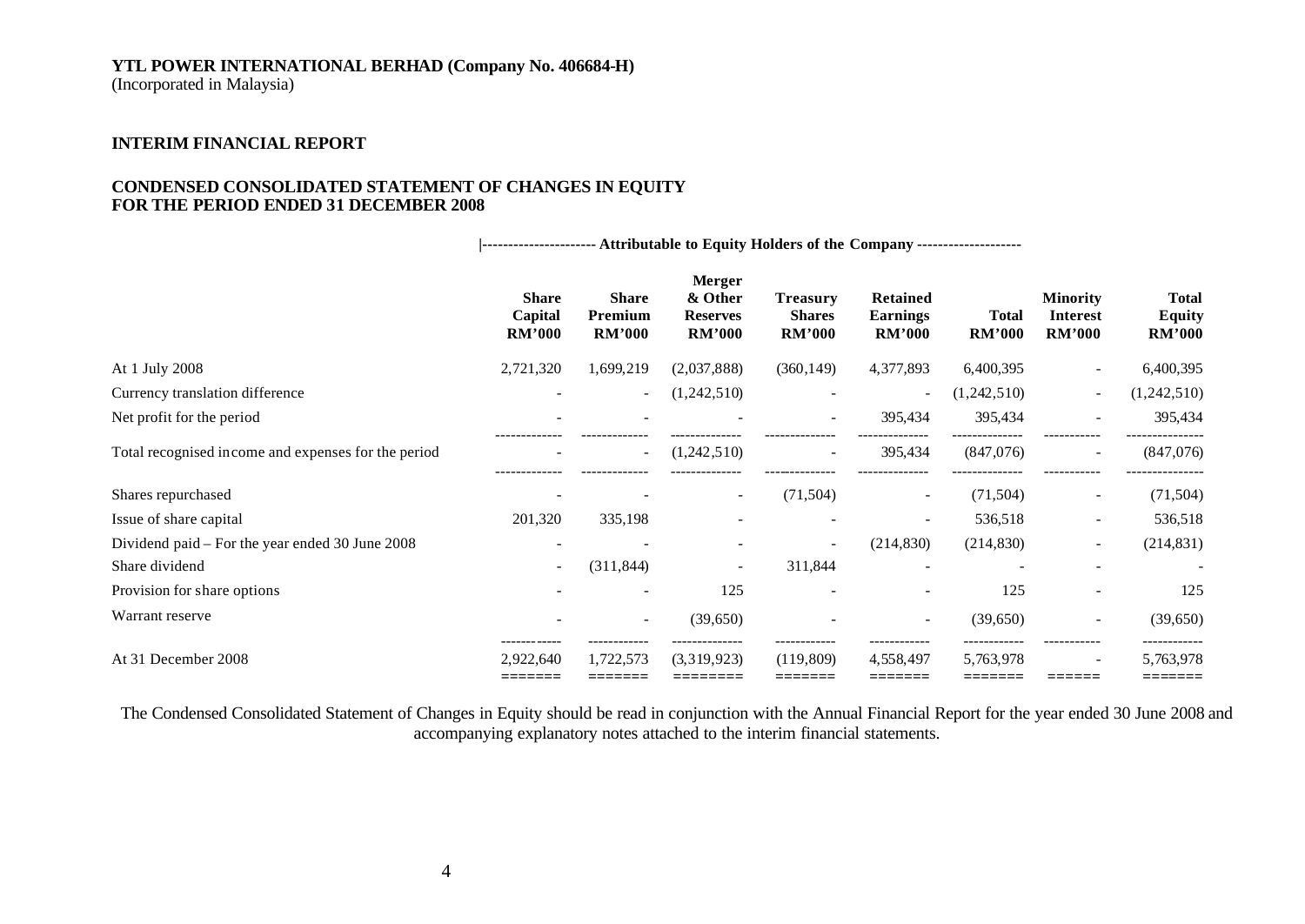**YTL POWER INTERNATIONAL BERHAD (Company No. 406684-H)**
(Incorporated in Malaysia)

## INTERIM FINANCIAL REPORT

## CONDENSED CONSOLIDATED STATEMENT OF CHANGES IN EQUITY FOR THE PERIOD ENDED 31 DECEMBER 2008

| | Attributable to Equity Holders of the Company | | | | | | | |
|---|---|---|---|---|---|---|---|---|
| | **Share Capital RM'000** | **Share Premium RM'000** | **Merger & Other Reserves RM'000** | **Treasury Shares RM'000** | **Retained Earnings RM'000** | **Total RM'000** | **Minority Interest RM'000** | **Total Equity RM'000** |
| At 1 July 2008 | 2,721,320 | 1,699,219 | (2,037,888) | (360,149) | 4,377,893 | 6,400,395 | - | 6,400,395 |
| Currency translation difference | - | - | (1,242,510) | - | - | (1,242,510) | - | (1,242,510) |
| Net profit for the period | - | - | - | - | 395,434 | 395,434 | - | 395,434 |
| Total recognised income and expenses for the period | - | - | (1,242,510) | - | 395,434 | (847,076) | - | (847,076) |
| Shares repurchased | - | - | - | (71,504) | - | (71,504) | - | (71,504) |
| Issue of share capital | 201,320 | 335,198 | - | - | - | 536,518 | - | 536,518 |
| Dividend paid – For the year ended 30 June 2008 | - | - | - | - | (214,830) | (214,830) | - | (214,831) |
| Share dividend | - | (311,844) | - | 311,844 | - | - | - | - |
| Provision for share options | - | - | 125 | - | - | 125 | - | 125 |
| Warrant reserve | - | - | (39,650) | - | - | (39,650) | - | (39,650) |
| At 31 December 2008 | 2,922,640 | 1,722,573 | (3,319,923) | (119,809) | 4,558,497 | 5,763,978 | - | 5,763,978 |

The Condensed Consolidated Statement of Changes in Equity should be read in conjunction with the Annual Financial Report for the year ended 30 June 2008 and accompanying explanatory notes attached to the interim financial statements.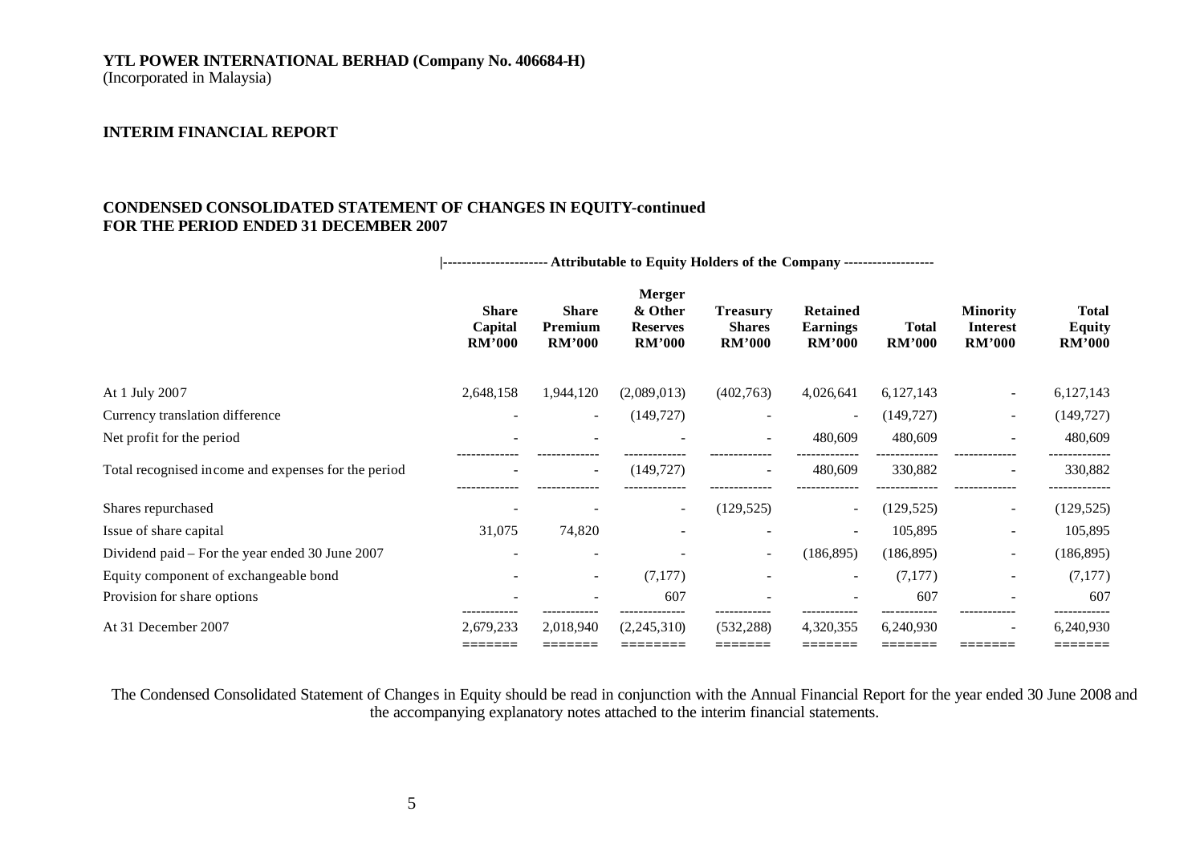**YTL POWER INTERNATIONAL BERHAD (Company No. 406684-H)**
(Incorporated in Malaysia)

**INTERIM FINANCIAL REPORT**

**CONDENSED CONSOLIDATED STATEMENT OF CHANGES IN EQUITY-continued**
**FOR THE PERIOD ENDED 31 DECEMBER 2007**

| | Attributable to Equity Holders of the Company | | | | | | | |
|---|---|---|---|---|---|---|---|---|
| | **Share Capital RM'000** | **Share Premium RM'000** | **Merger & Other Reserves RM'000** | **Treasury Shares RM'000** | **Retained Earnings RM'000** | **Total RM'000** | **Minority Interest RM'000** | **Total Equity RM'000** |
| At 1 July 2007 | 2,648,158 | 1,944,120 | (2,089,013) | (402,763) | 4,026,641 | 6,127,143 | - | 6,127,143 |
| Currency translation difference | - | - | (149,727) | - | - | (149,727) | - | (149,727) |
| Net profit for the period | - | - | - | - | 480,609 | 480,609 | - | 480,609 |
| Total recognised income and expenses for the period | - | - | (149,727) | - | 480,609 | 330,882 | - | 330,882 |
| Shares repurchased | - | - | - | (129,525) | - | (129,525) | - | (129,525) |
| Issue of share capital | 31,075 | 74,820 | - | - | - | 105,895 | - | 105,895 |
| Dividend paid – For the year ended 30 June 2007 | - | - | - | - | (186,895) | (186,895) | - | (186,895) |
| Equity component of exchangeable bond | - | - | (7,177) | - | - | (7,177) | - | (7,177) |
| Provision for share options | - | - | 607 | - | - | 607 | - | 607 |
| At 31 December 2007 | 2,679,233 | 2,018,940 | (2,245,310) | (532,288) | 4,320,355 | 6,240,930 | - | 6,240,930 |

The Condensed Consolidated Statement of Changes in Equity should be read in conjunction with the Annual Financial Report for the year ended 30 June 2008 and the accompanying explanatory notes attached to the interim financial statements.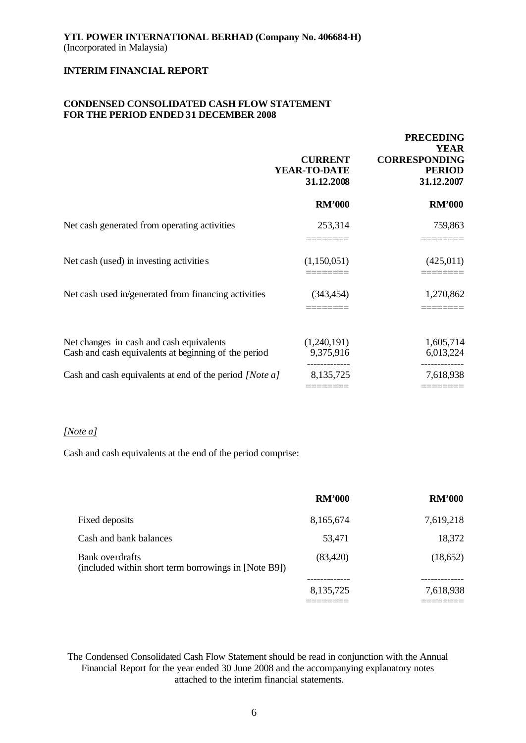**YTL POWER INTERNATIONAL BERHAD (Company No. 406684-H)**
(Incorporated in Malaysia)

**INTERIM FINANCIAL REPORT**

**CONDENSED CONSOLIDATED CASH FLOW STATEMENT**
**FOR THE PERIOD ENDED 31 DECEMBER 2008**

| | CURRENT YEAR-TO-DATE 31.12.2008 | PRECEDING YEAR CORRESPONDING PERIOD 31.12.2007 |
|---|---|---|
| | **RM'000** | **RM'000** |
| Net cash generated from operating activities | 253,314 | 759,863 |
| Net cash (used) in investing activities | (1,150,051) | (425,011) |
| Net cash used in/generated from financing activities | (343,454) | 1,270,862 |
| Net changes in cash and cash equivalents | (1,240,191) | 1,605,714 |
| Cash and cash equivalents at beginning of the period | 9,375,916 | 6,013,224 |
| Cash and cash equivalents at end of the period *[Note a]* | 8,135,725 | 7,618,938 |

*[Note a]*

Cash and cash equivalents at the end of the period comprise:

| | **RM'000** | **RM'000** |
|---|---|---|
| Fixed deposits | 8,165,674 | 7,619,218 |
| Cash and bank balances | 53,471 | 18,372 |
| Bank overdrafts (included within short term borrowings in [Note B9]) | (83,420) | (18,652) |
| | 8,135,725 | 7,618,938 |

The Condensed Consolidated Cash Flow Statement should be read in conjunction with the Annual Financial Report for the year ended 30 June 2008 and the accompanying explanatory notes attached to the interim financial statements.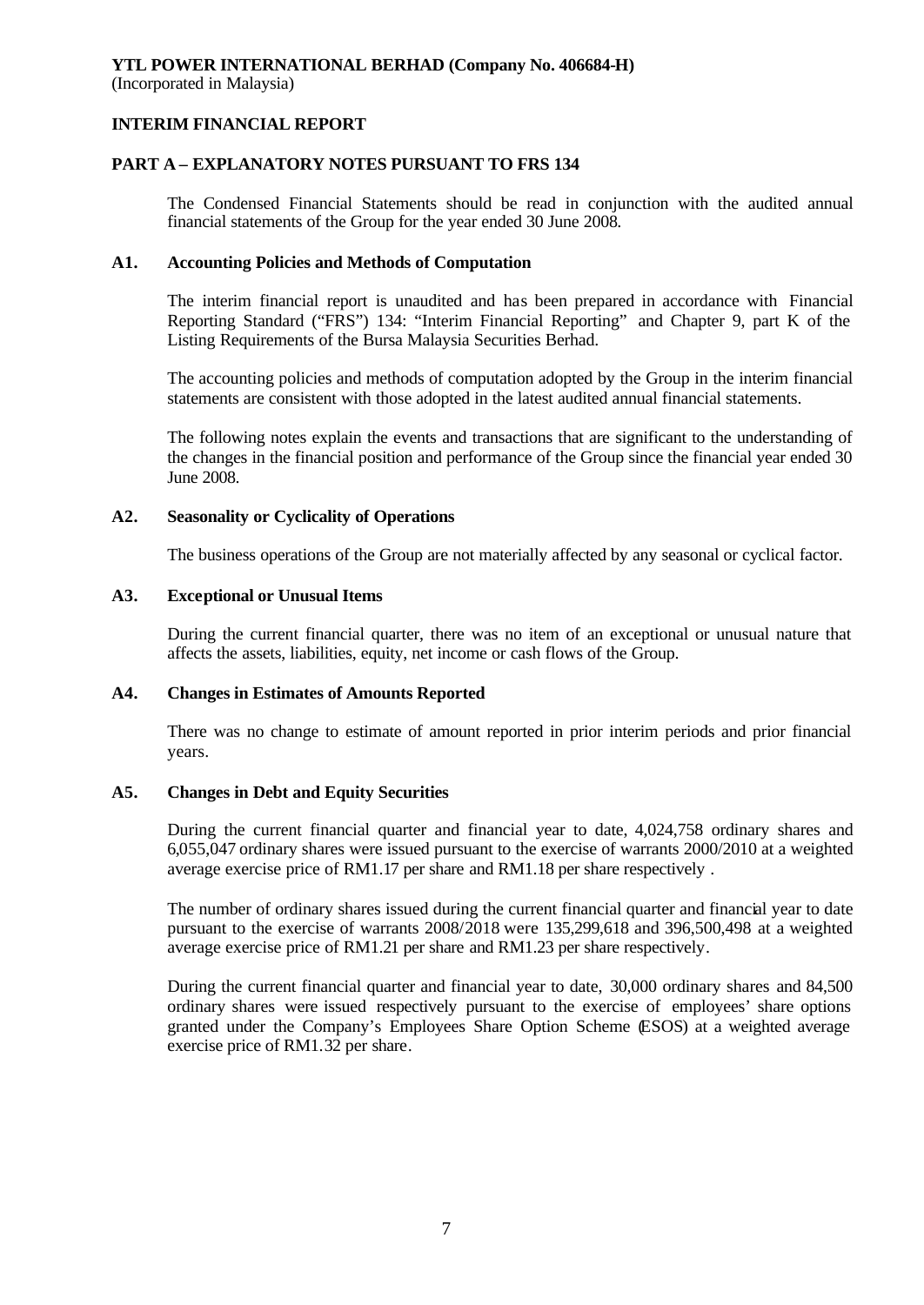**YTL POWER INTERNATIONAL BERHAD (Company No. 406684-H)**
(Incorporated in Malaysia)

**INTERIM FINANCIAL REPORT**

**PART A – EXPLANATORY NOTES PURSUANT TO FRS 134**

The Condensed Financial Statements should be read in conjunction with the audited annual financial statements of the Group for the year ended 30 June 2008.

**A1. Accounting Policies and Methods of Computation**

The interim financial report is unaudited and has been prepared in accordance with Financial Reporting Standard ("FRS") 134: "Interim Financial Reporting" and Chapter 9, part K of the Listing Requirements of the Bursa Malaysia Securities Berhad.

The accounting policies and methods of computation adopted by the Group in the interim financial statements are consistent with those adopted in the latest audited annual financial statements.

The following notes explain the events and transactions that are significant to the understanding of the changes in the financial position and performance of the Group since the financial year ended 30 June 2008.

**A2. Seasonality or Cyclicality of Operations**

The business operations of the Group are not materially affected by any seasonal or cyclical factor.

**A3. Exceptional or Unusual Items**

During the current financial quarter, there was no item of an exceptional or unusual nature that affects the assets, liabilities, equity, net income or cash flows of the Group.

**A4. Changes in Estimates of Amounts Reported**

There was no change to estimate of amount reported in prior interim periods and prior financial years.

**A5. Changes in Debt and Equity Securities**

During the current financial quarter and financial year to date, 4,024,758 ordinary shares and 6,055,047 ordinary shares were issued pursuant to the exercise of warrants 2000/2010 at a weighted average exercise price of RM1.17 per share and RM1.18 per share respectively .

The number of ordinary shares issued during the current financial quarter and financial year to date pursuant to the exercise of warrants 2008/2018 were 135,299,618 and 396,500,498 at a weighted average exercise price of RM1.21 per share and RM1.23 per share respectively.

During the current financial quarter and financial year to date, 30,000 ordinary shares and 84,500 ordinary shares were issued respectively pursuant to the exercise of employees' share options granted under the Company's Employees Share Option Scheme (ESOS) at a weighted average exercise price of RM1.32 per share.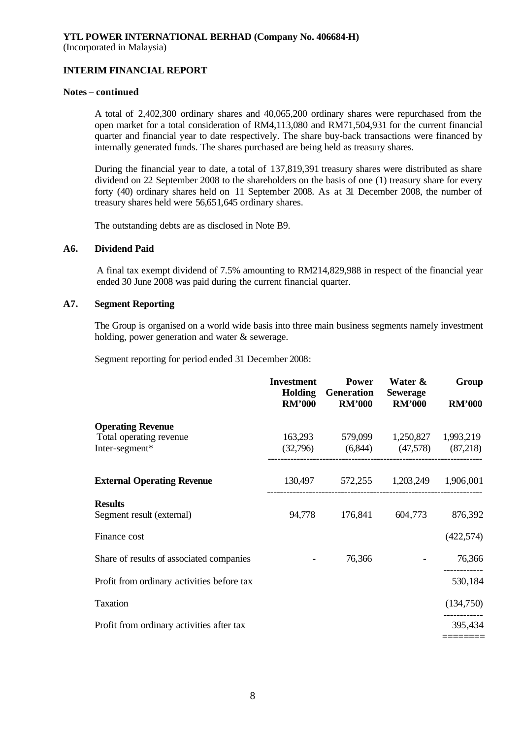**Notes – continued**

A total of 2,402,300 ordinary shares and 40,065,200 ordinary shares were repurchased from the open market for a total consideration of RM4,113,080 and RM71,504,931 for the current financial quarter and financial year to date respectively. The share buy-back transactions were financed by internally generated funds. The shares purchased are being held as treasury shares.

During the financial year to date, a total of 137,819,391 treasury shares were distributed as share dividend on 22 September 2008 to the shareholders on the basis of one (1) treasury share for every forty (40) ordinary shares held on 11 September 2008. As at 31 December 2008, the number of treasury shares held were 56,651,645 ordinary shares.

The outstanding debts are as disclosed in Note B9.

## A6. Dividend Paid

A final tax exempt dividend of 7.5% amounting to RM214,829,988 in respect of the financial year ended 30 June 2008 was paid during the current financial quarter.

## A7. Segment Reporting

The Group is organised on a world wide basis into three main business segments namely investment holding, power generation and water & sewerage.

Segment reporting for period ended 31 December 2008:

| | Investment Holding RM'000 | Power Generation RM'000 | Water & Sewerage RM'000 | Group RM'000 |
|---|---|---|---|---|
| **Operating Revenue** | | | | |
| Total operating revenue | 163,293 | 579,099 | 1,250,827 | 1,993,219 |
| Inter-segment* | (32,796) | (6,844) | (47,578) | (87,218) |
| **External Operating Revenue** | 130,497 | 572,255 | 1,203,249 | 1,906,001 |
| **Results** | | | | |
| Segment result (external) | 94,778 | 176,841 | 604,773 | 876,392 |
| Finance cost | | | | (422,574) |
| Share of results of associated companies | - | 76,366 | - | 76,366 |
| Profit from ordinary activities before tax | | | | 530,184 |
| Taxation | | | | (134,750) |
| Profit from ordinary activities after tax | | | | 395,434 |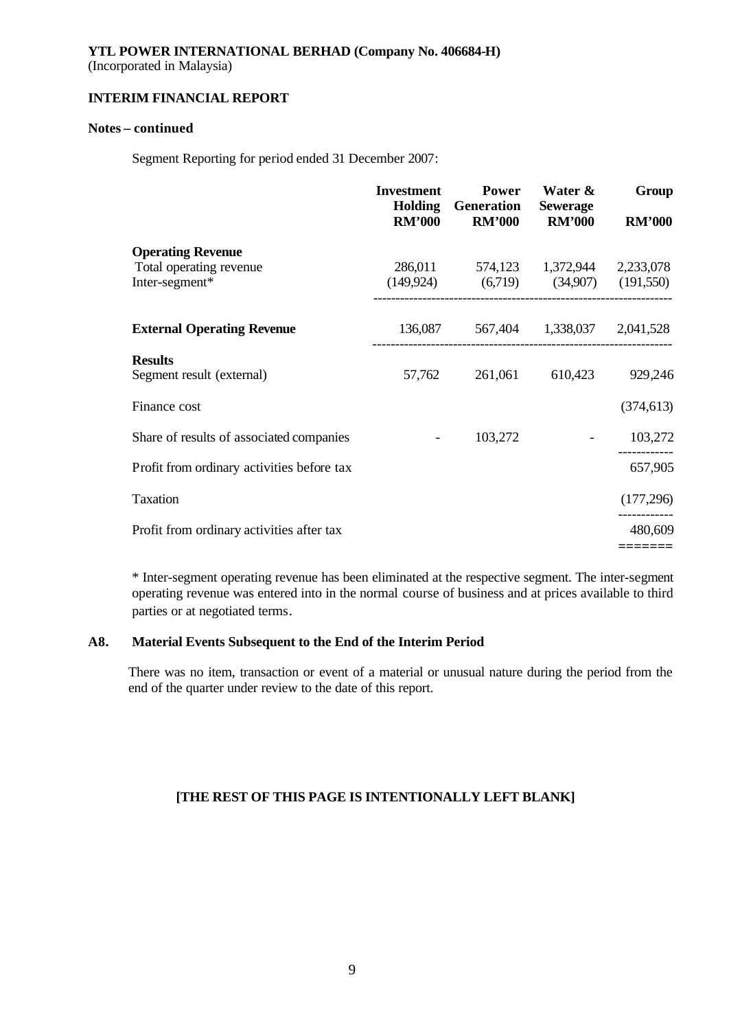**YTL POWER INTERNATIONAL BERHAD (Company No. 406684-H)**
(Incorporated in Malaysia)

**INTERIM FINANCIAL REPORT**

**Notes – continued**

Segment Reporting for period ended 31 December 2007:

| | Investment Holding RM'000 | Power Generation RM'000 | Water & Sewerage RM'000 | Group RM'000 |
|---|---|---|---|---|
| **Operating Revenue** | | | | |
| Total operating revenue | 286,011 | 574,123 | 1,372,944 | 2,233,078 |
| Inter-segment* | (149,924) | (6,719) | (34,907) | (191,550) |
| **External Operating Revenue** | 136,087 | 567,404 | 1,338,037 | 2,041,528 |
| **Results** | | | | |
| Segment result (external) | 57,762 | 261,061 | 610,423 | 929,246 |
| Finance cost | | | | (374,613) |
| Share of results of associated companies | - | 103,272 | - | 103,272 |
| Profit from ordinary activities before tax | | | | 657,905 |
| Taxation | | | | (177,296) |
| Profit from ordinary activities after tax | | | | 480,609 |

* Inter-segment operating revenue has been eliminated at the respective segment. The inter-segment operating revenue was entered into in the normal course of business and at prices available to third parties or at negotiated terms.

### A8. Material Events Subsequent to the End of the Interim Period

There was no item, transaction or event of a material or unusual nature during the period from the end of the quarter under review to the date of this report.

**[THE REST OF THIS PAGE IS INTENTIONALLY LEFT BLANK]**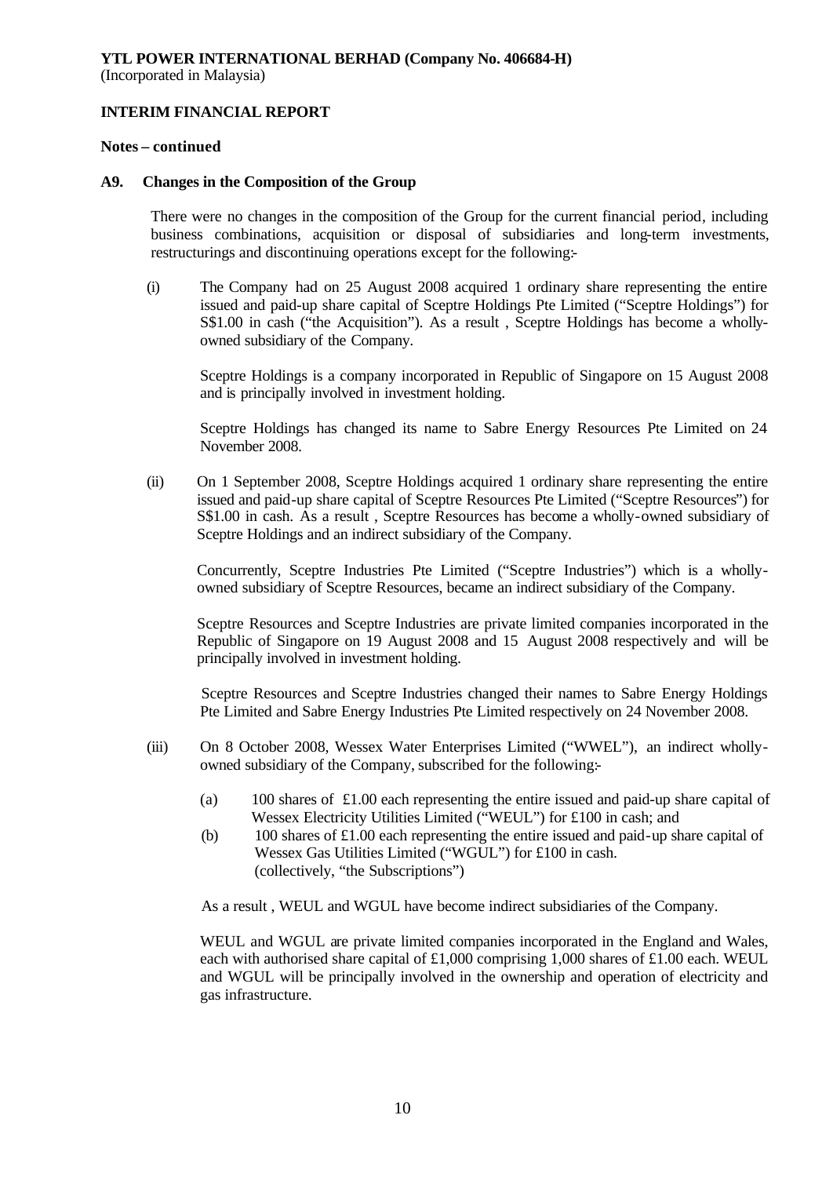**YTL POWER INTERNATIONAL BERHAD (Company No. 406684-H)**
(Incorporated in Malaysia)

**INTERIM FINANCIAL REPORT**

**Notes – continued**

**A9. Changes in the Composition of the Group**

There were no changes in the composition of the Group for the current financial period, including business combinations, acquisition or disposal of subsidiaries and long-term investments, restructurings and discontinuing operations except for the following:-

(i) The Company had on 25 August 2008 acquired 1 ordinary share representing the entire issued and paid-up share capital of Sceptre Holdings Pte Limited ("Sceptre Holdings") for S$1.00 in cash ("the Acquisition"). As a result , Sceptre Holdings has become a wholly-owned subsidiary of the Company.

Sceptre Holdings is a company incorporated in Republic of Singapore on 15 August 2008 and is principally involved in investment holding.

Sceptre Holdings has changed its name to Sabre Energy Resources Pte Limited on 24 November 2008.

(ii) On 1 September 2008, Sceptre Holdings acquired 1 ordinary share representing the entire issued and paid-up share capital of Sceptre Resources Pte Limited ("Sceptre Resources") for S$1.00 in cash. As a result , Sceptre Resources has become a wholly-owned subsidiary of Sceptre Holdings and an indirect subsidiary of the Company.

Concurrently, Sceptre Industries Pte Limited ("Sceptre Industries") which is a wholly-owned subsidiary of Sceptre Resources, became an indirect subsidiary of the Company.

Sceptre Resources and Sceptre Industries are private limited companies incorporated in the Republic of Singapore on 19 August 2008 and 15 August 2008 respectively and will be principally involved in investment holding.

Sceptre Resources and Sceptre Industries changed their names to Sabre Energy Holdings Pte Limited and Sabre Energy Industries Pte Limited respectively on 24 November 2008.

(iii) On 8 October 2008, Wessex Water Enterprises Limited ("WWEL"), an indirect wholly-owned subsidiary of the Company, subscribed for the following:-

(a) 100 shares of £1.00 each representing the entire issued and paid-up share capital of Wessex Electricity Utilities Limited ("WEUL") for £100 in cash; and
(b) 100 shares of £1.00 each representing the entire issued and paid-up share capital of Wessex Gas Utilities Limited ("WGUL") for £100 in cash.
(collectively, "the Subscriptions")

As a result , WEUL and WGUL have become indirect subsidiaries of the Company.

WEUL and WGUL are private limited companies incorporated in the England and Wales, each with authorised share capital of £1,000 comprising 1,000 shares of £1.00 each. WEUL and WGUL will be principally involved in the ownership and operation of electricity and gas infrastructure.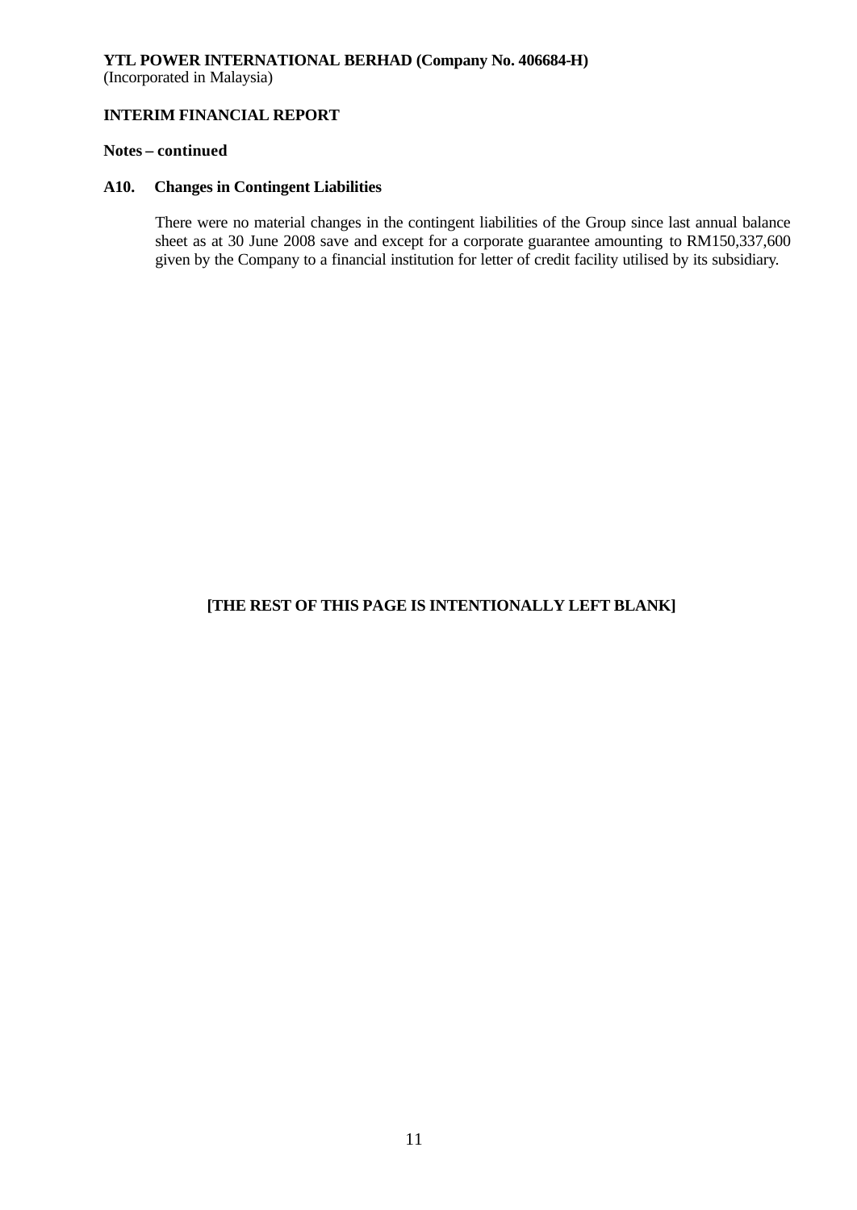**YTL POWER INTERNATIONAL BERHAD (Company No. 406684-H)**
(Incorporated in Malaysia)

**INTERIM FINANCIAL REPORT**

**Notes – continued**

**A10. Changes in Contingent Liabilities**

There were no material changes in the contingent liabilities of the Group since last annual balance sheet as at 30 June 2008 save and except for a corporate guarantee amounting to RM150,337,600 given by the Company to a financial institution for letter of credit facility utilised by its subsidiary.

**[THE REST OF THIS PAGE IS INTENTIONALLY LEFT BLANK]**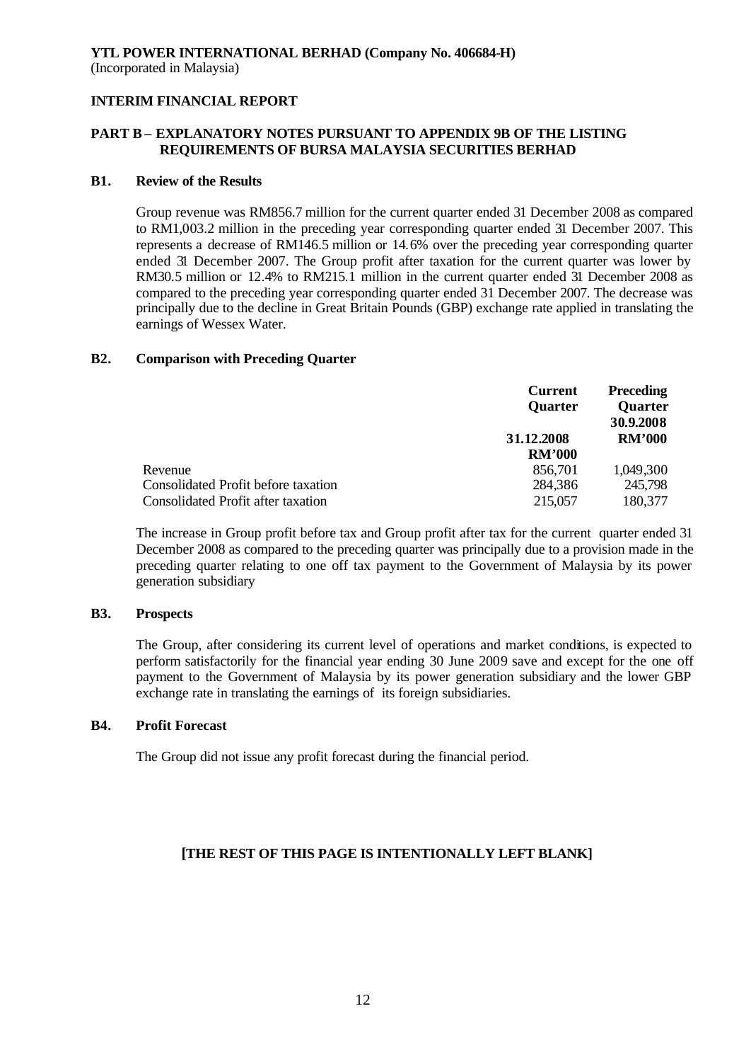**YTL POWER INTERNATIONAL BERHAD (Company No. 406684-H)**
(Incorporated in Malaysia)

**INTERIM FINANCIAL REPORT**

## PART B – EXPLANATORY NOTES PURSUANT TO APPENDIX 9B OF THE LISTING REQUIREMENTS OF BURSA MALAYSIA SECURITIES BERHAD

### B1. Review of the Results

Group revenue was RM856.7 million for the current quarter ended 31 December 2008 as compared to RM1,003.2 million in the preceding year corresponding quarter ended 31 December 2007. This represents a decrease of RM146.5 million or 14.6% over the preceding year corresponding quarter ended 31 December 2007. The Group profit after taxation for the current quarter was lower by RM30.5 million or 12.4% to RM215.1 million in the current quarter ended 31 December 2008 as compared to the preceding year corresponding quarter ended 31 December 2007. The decrease was principally due to the decline in Great Britain Pounds (GBP) exchange rate applied in translating the earnings of Wessex Water.

### B2. Comparison with Preceding Quarter

| | Current Quarter 31.12.2008 RM'000 | Preceding Quarter 30.9.2008 RM'000 |
|---|---|---|
| Revenue | 856,701 | 1,049,300 |
| Consolidated Profit before taxation | 284,386 | 245,798 |
| Consolidated Profit after taxation | 215,057 | 180,377 |

The increase in Group profit before tax and Group profit after tax for the current quarter ended 31 December 2008 as compared to the preceding quarter was principally due to a provision made in the preceding quarter relating to one off tax payment to the Government of Malaysia by its power generation subsidiary

### B3. Prospects

The Group, after considering its current level of operations and market conditions, is expected to perform satisfactorily for the financial year ending 30 June 2009 save and except for the one off payment to the Government of Malaysia by its power generation subsidiary and the lower GBP exchange rate in translating the earnings of its foreign subsidiaries.

### B4. Profit Forecast

The Group did not issue any profit forecast during the financial period.

**[THE REST OF THIS PAGE IS INTENTIONALLY LEFT BLANK]**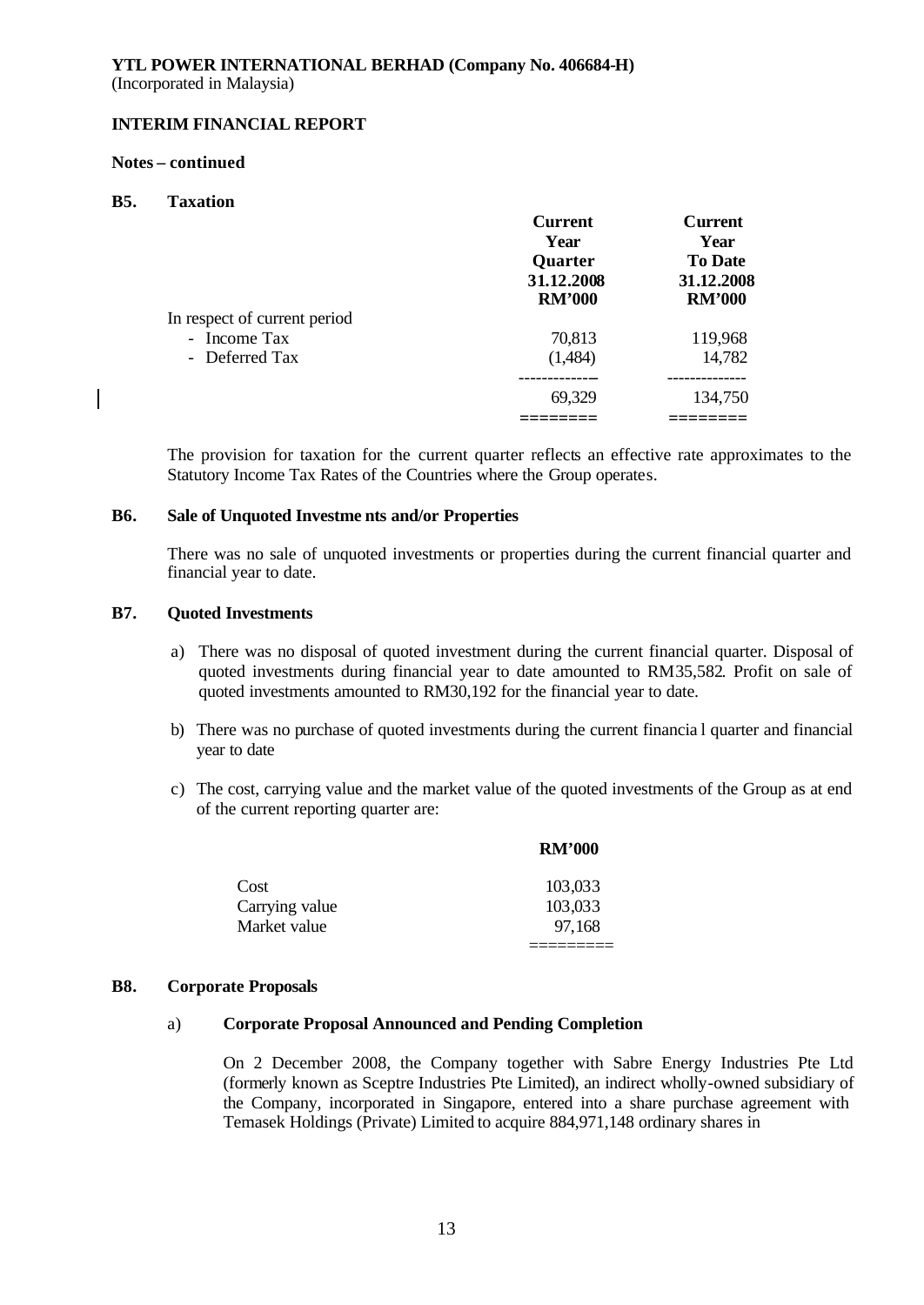**YTL POWER INTERNATIONAL BERHAD (Company No. 406684-H)**
(Incorporated in Malaysia)

**INTERIM FINANCIAL REPORT**

**Notes – continued**

**B5. Taxation**

| | Current Year Quarter 31.12.2008 RM'000 | Current Year To Date 31.12.2008 RM'000 |
|---|---|---|
| In respect of current period | | |
| - Income Tax | 70,813 | 119,968 |
| - Deferred Tax | (1,484) | 14,782 |
| | 69,329 | 134,750 |

The provision for taxation for the current quarter reflects an effective rate approximates to the Statutory Income Tax Rates of the Countries where the Group operates.

**B6. Sale of Unquoted Investments and/or Properties**

There was no sale of unquoted investments or properties during the current financial quarter and financial year to date.

**B7. Quoted Investments**

a) There was no disposal of quoted investment during the current financial quarter. Disposal of quoted investments during financial year to date amounted to RM35,582. Profit on sale of quoted investments amounted to RM30,192 for the financial year to date.

b) There was no purchase of quoted investments during the current financial quarter and financial year to date

c) The cost, carrying value and the market value of the quoted investments of the Group as at end of the current reporting quarter are:

| | RM'000 |
|---|---|
| Cost | 103,033 |
| Carrying value | 103,033 |
| Market value | 97,168 |

**B8. Corporate Proposals**

a) **Corporate Proposal Announced and Pending Completion**

On 2 December 2008, the Company together with Sabre Energy Industries Pte Ltd (formerly known as Sceptre Industries Pte Limited), an indirect wholly-owned subsidiary of the Company, incorporated in Singapore, entered into a share purchase agreement with Temasek Holdings (Private) Limited to acquire 884,971,148 ordinary shares in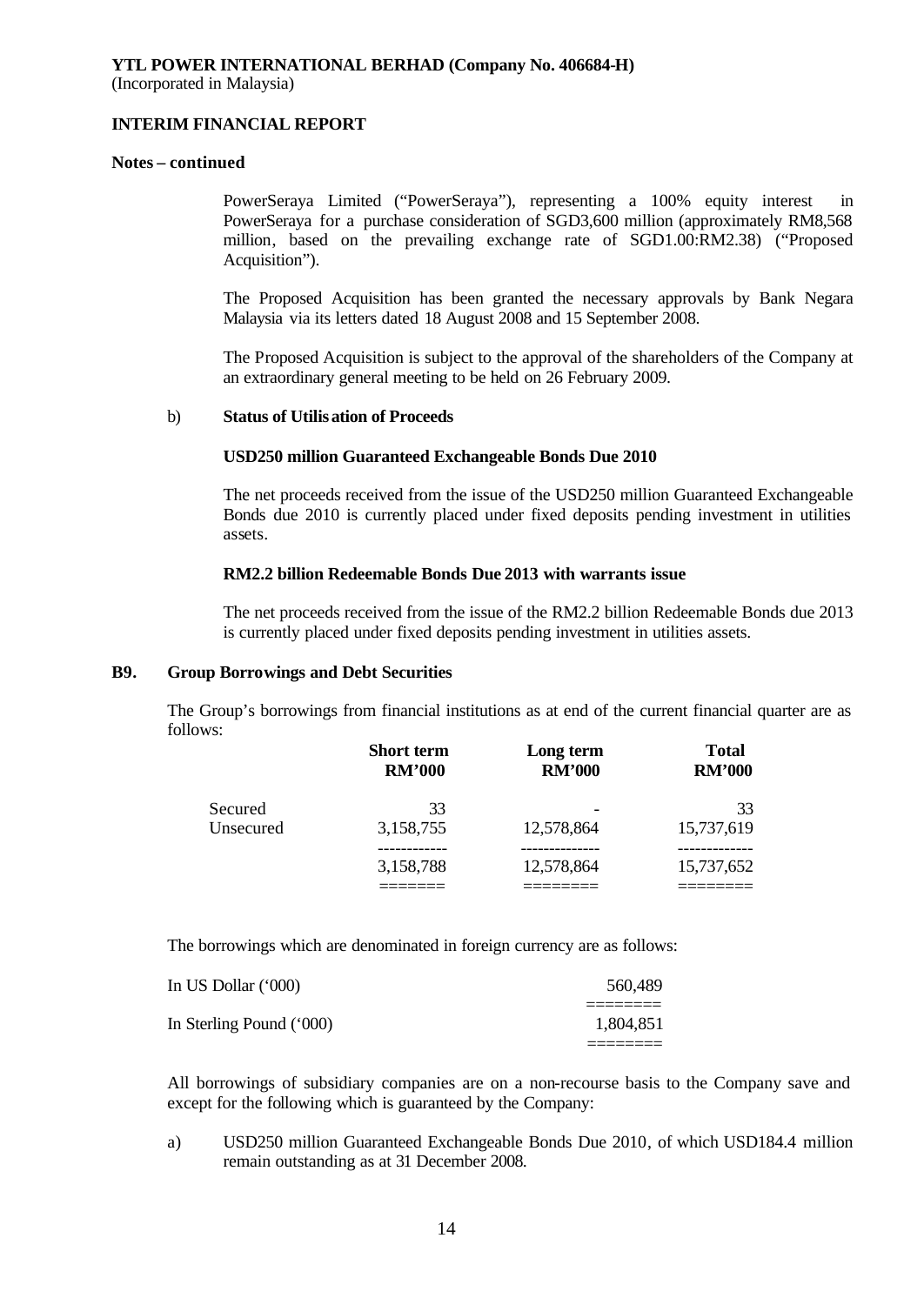**YTL POWER INTERNATIONAL BERHAD (Company No. 406684-H)**
(Incorporated in Malaysia)

**INTERIM FINANCIAL REPORT**

**Notes – continued**

PowerSeraya Limited ("PowerSeraya"), representing a 100% equity interest in PowerSeraya for a purchase consideration of SGD3,600 million (approximately RM8,568 million, based on the prevailing exchange rate of SGD1.00:RM2.38) ("Proposed Acquisition").

The Proposed Acquisition has been granted the necessary approvals by Bank Negara Malaysia via its letters dated 18 August 2008 and 15 September 2008.

The Proposed Acquisition is subject to the approval of the shareholders of the Company at an extraordinary general meeting to be held on 26 February 2009.

b) **Status of Utilisation of Proceeds**

**USD250 million Guaranteed Exchangeable Bonds Due 2010**

The net proceeds received from the issue of the USD250 million Guaranteed Exchangeable Bonds due 2010 is currently placed under fixed deposits pending investment in utilities assets.

**RM2.2 billion Redeemable Bonds Due 2013 with warrants issue**

The net proceeds received from the issue of the RM2.2 billion Redeemable Bonds due 2013 is currently placed under fixed deposits pending investment in utilities assets.

## B9. Group Borrowings and Debt Securities

The Group's borrowings from financial institutions as at end of the current financial quarter are as follows:

| | Short term RM'000 | Long term RM'000 | Total RM'000 |
|---|---|---|---|
| Secured | 33 | - | 33 |
| Unsecured | 3,158,755 | 12,578,864 | 15,737,619 |
| | 3,158,788 | 12,578,864 | 15,737,652 |

The borrowings which are denominated in foreign currency are as follows:

| | |
|---|---|
| In US Dollar ('000) | 560,489 |
| In Sterling Pound ('000) | 1,804,851 |

All borrowings of subsidiary companies are on a non-recourse basis to the Company save and except for the following which is guaranteed by the Company:

a) USD250 million Guaranteed Exchangeable Bonds Due 2010, of which USD184.4 million remain outstanding as at 31 December 2008.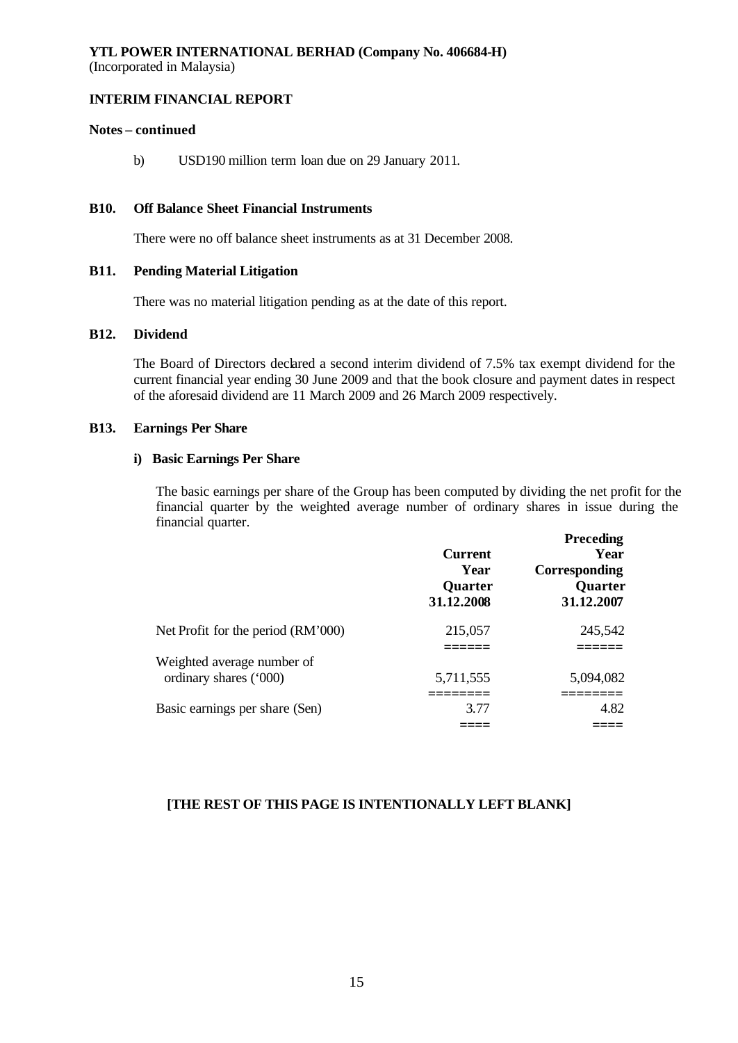**YTL POWER INTERNATIONAL BERHAD (Company No. 406684-H)**
(Incorporated in Malaysia)

**INTERIM FINANCIAL REPORT**

**Notes – continued**

b) USD190 million term loan due on 29 January 2011.

## B10. Off Balance Sheet Financial Instruments

There were no off balance sheet instruments as at 31 December 2008.

## B11. Pending Material Litigation

There was no material litigation pending as at the date of this report.

## B12. Dividend

The Board of Directors declared a second interim dividend of 7.5% tax exempt dividend for the current financial year ending 30 June 2009 and that the book closure and payment dates in respect of the aforesaid dividend are 11 March 2009 and 26 March 2009 respectively.

## B13. Earnings Per Share

### i) Basic Earnings Per Share

The basic earnings per share of the Group has been computed by dividing the net profit for the financial quarter by the weighted average number of ordinary shares in issue during the financial quarter.

| | Current Year Quarter 31.12.2008 | Preceding Year Corresponding Quarter 31.12.2007 |
|---|---|---|
| Net Profit for the period (RM'000) | 215,057 | 245,542 |
| Weighted average number of ordinary shares ('000) | 5,711,555 | 5,094,082 |
| Basic earnings per share (Sen) | 3.77 | 4.82 |

**[THE REST OF THIS PAGE IS INTENTIONALLY LEFT BLANK]**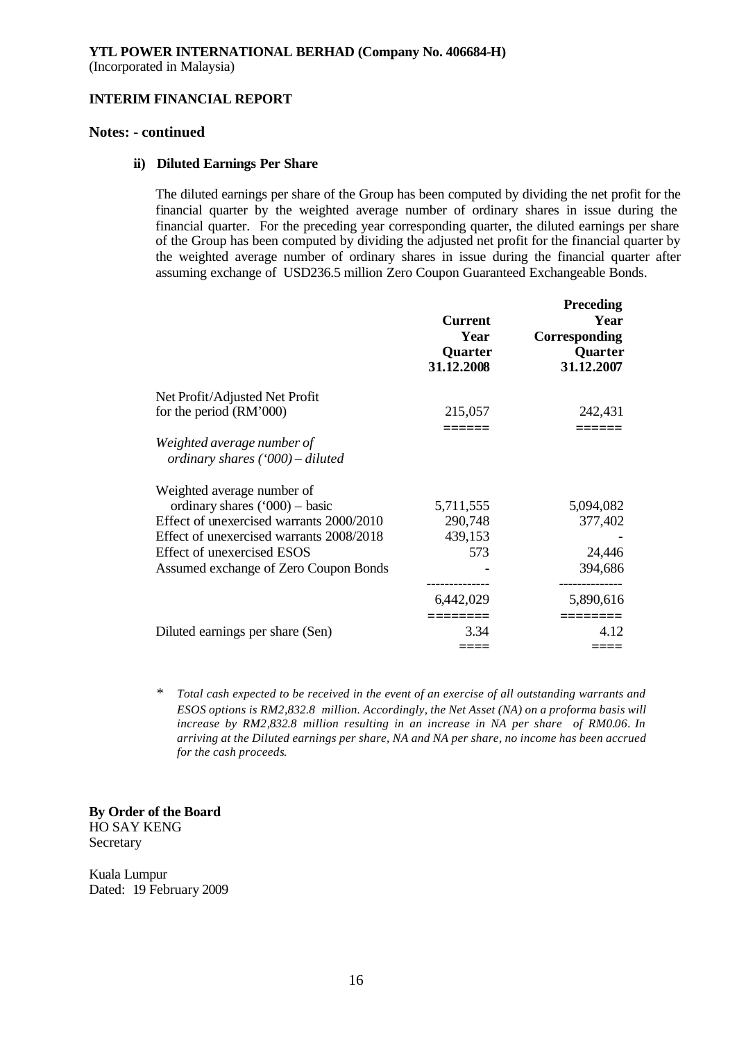**YTL POWER INTERNATIONAL BERHAD (Company No. 406684-H)**
(Incorporated in Malaysia)

**INTERIM FINANCIAL REPORT**

**Notes: - continued**

**ii) Diluted Earnings Per Share**

The diluted earnings per share of the Group has been computed by dividing the net profit for the financial quarter by the weighted average number of ordinary shares in issue during the financial quarter. For the preceding year corresponding quarter, the diluted earnings per share of the Group has been computed by dividing the adjusted net profit for the financial quarter by the weighted average number of ordinary shares in issue during the financial quarter after assuming exchange of USD236.5 million Zero Coupon Guaranteed Exchangeable Bonds.

| | Current Year Quarter 31.12.2008 | Preceding Year Corresponding Quarter 31.12.2007 |
|---|---|---|
| Net Profit/Adjusted Net Profit for the period (RM'000) | 215,057 | 242,431 |
| *Weighted average number of ordinary shares ('000) – diluted* | | |
| Weighted average number of ordinary shares ('000) – basic | 5,711,555 | 5,094,082 |
| Effect of unexercised warrants 2000/2010 | 290,748 | 377,402 |
| Effect of unexercised warrants 2008/2018 | 439,153 | - |
| Effect of unexercised ESOS | 573 | 24,446 |
| Assumed exchange of Zero Coupon Bonds | - | 394,686 |
| | 6,442,029 | 5,890,616 |
| Diluted earnings per share (Sen) | 3.34 | 4.12 |

\* *Total cash expected to be received in the event of an exercise of all outstanding warrants and ESOS options is RM2,832.8 million. Accordingly, the Net Asset (NA) on a proforma basis will increase by RM2,832.8 million resulting in an increase in NA per share of RM0.06. In arriving at the Diluted earnings per share, NA and NA per share, no income has been accrued for the cash proceeds.*

**By Order of the Board**
HO SAY KENG
Secretary

Kuala Lumpur
Dated: 19 February 2009